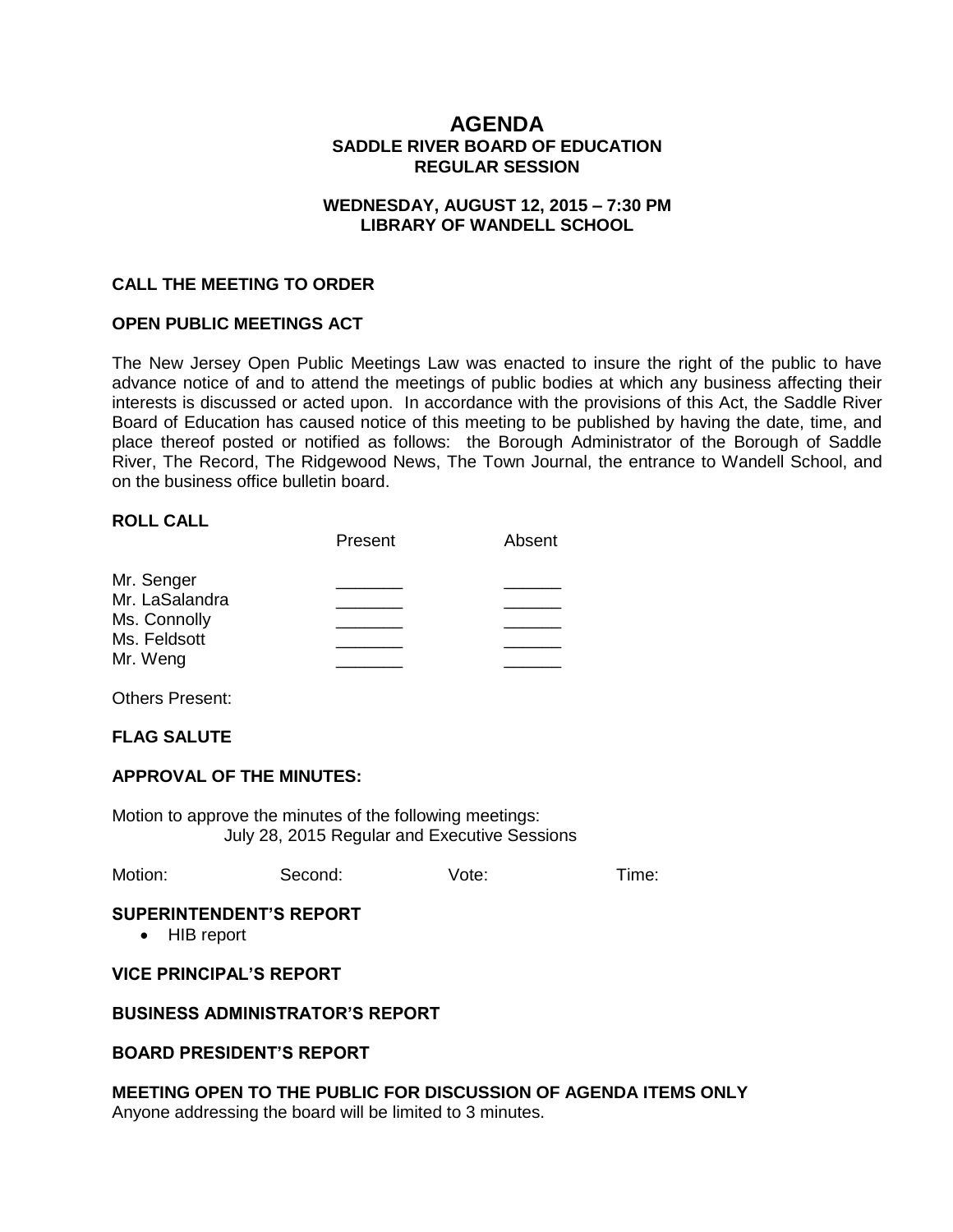# AGENDA
## SADDLE RIVER BOARD OF EDUCATION
## REGULAR SESSION

### WEDNESDAY, AUGUST 12, 2015 – 7:30 PM
### LIBRARY OF WANDELL SCHOOL

**CALL THE MEETING TO ORDER**

**OPEN PUBLIC MEETINGS ACT**

The New Jersey Open Public Meetings Law was enacted to insure the right of the public to have advance notice of and to attend the meetings of public bodies at which any business affecting their interests is discussed or acted upon. In accordance with the provisions of this Act, the Saddle River Board of Education has caused notice of this meeting to be published by having the date, time, and place thereof posted or notified as follows: the Borough Administrator of the Borough of Saddle River, The Record, The Ridgewood News, The Town Journal, the entrance to Wandell School, and on the business office bulletin board.

**ROLL CALL**

| | Present | Absent |
|---|---|---|
| Mr. Senger | _______ | ______ |
| Mr. LaSalandra | _______ | ______ |
| Ms. Connolly | _______ | ______ |
| Ms. Feldsott | _______ | ______ |
| Mr. Weng | _______ | ______ |

Others Present:

**FLAG SALUTE**

**APPROVAL OF THE MINUTES:**

Motion to approve the minutes of the following meetings:
July 28, 2015 Regular and Executive Sessions

Motion: Second: Vote: Time:

**SUPERINTENDENT'S REPORT**

- HIB report

**VICE PRINCIPAL'S REPORT**

**BUSINESS ADMINISTRATOR'S REPORT**

**BOARD PRESIDENT'S REPORT**

**MEETING OPEN TO THE PUBLIC FOR DISCUSSION OF AGENDA ITEMS ONLY**
Anyone addressing the board will be limited to 3 minutes.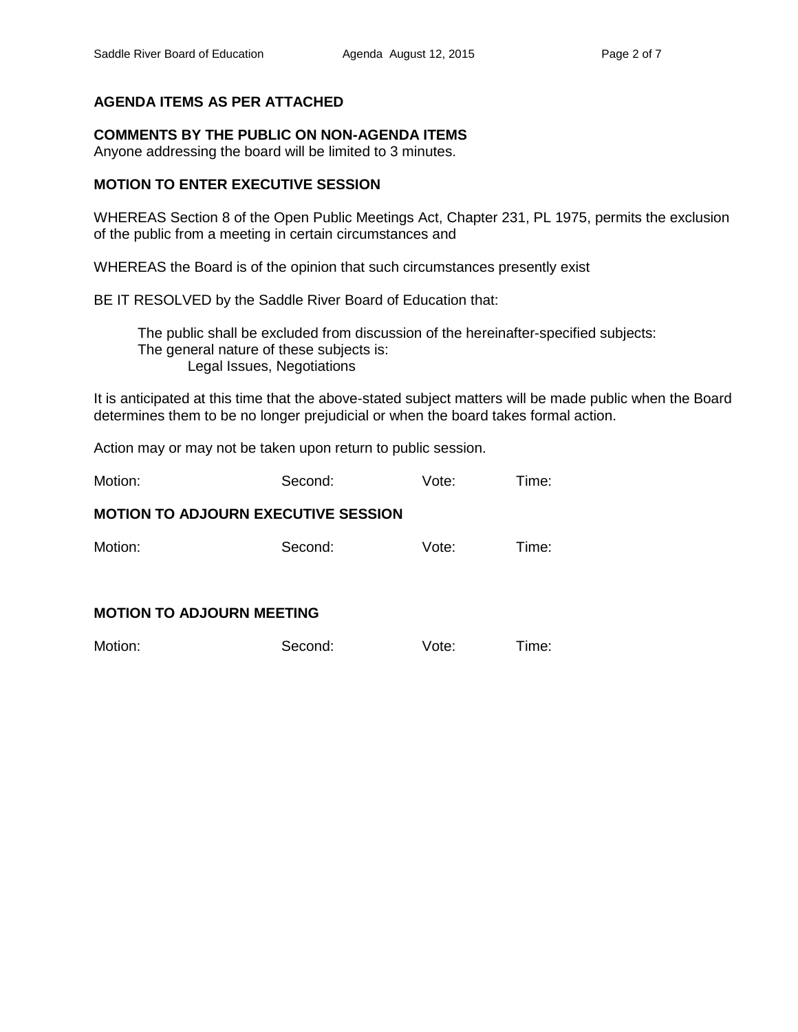**AGENDA ITEMS AS PER ATTACHED**

**COMMENTS BY THE PUBLIC ON NON-AGENDA ITEMS**
Anyone addressing the board will be limited to 3 minutes.

**MOTION TO ENTER EXECUTIVE SESSION**

WHEREAS Section 8 of the Open Public Meetings Act, Chapter 231, PL 1975, permits the exclusion of the public from a meeting in certain circumstances and

WHEREAS the Board is of the opinion that such circumstances presently exist

BE IT RESOLVED by the Saddle River Board of Education that:

> The public shall be excluded from discussion of the hereinafter-specified subjects:
> The general nature of these subjects is:
> > Legal Issues, Negotiations

It is anticipated at this time that the above-stated subject matters will be made public when the Board determines them to be no longer prejudicial or when the board takes formal action.

Action may or may not be taken upon return to public session.

Motion: Second: Vote: Time:

**MOTION TO ADJOURN EXECUTIVE SESSION**

Motion: Second: Vote: Time:

**MOTION TO ADJOURN MEETING**

Motion: Second: Vote: Time: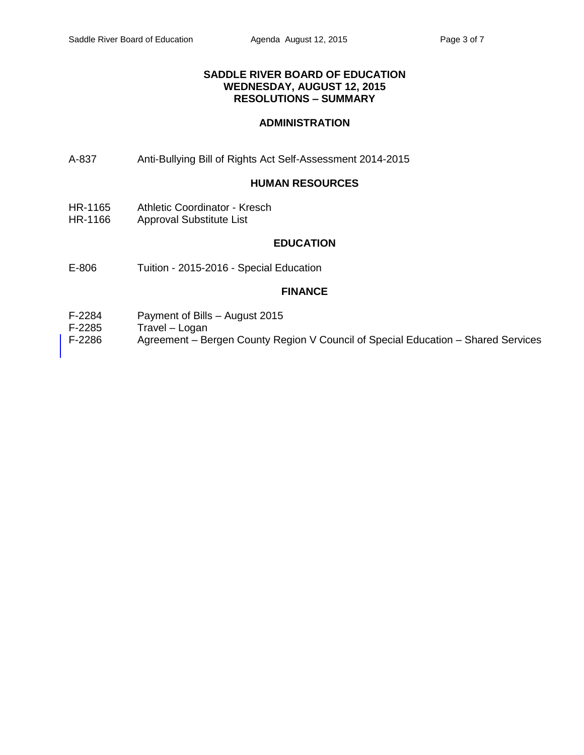# SADDLE RIVER BOARD OF EDUCATION
## WEDNESDAY, AUGUST 12, 2015
## RESOLUTIONS – SUMMARY

### ADMINISTRATION

A-837 Anti-Bullying Bill of Rights Act Self-Assessment 2014-2015

### HUMAN RESOURCES

HR-1165 Athletic Coordinator - Kresch
HR-1166 Approval Substitute List

### EDUCATION

E-806 Tuition - 2015-2016 - Special Education

### FINANCE

F-2284 Payment of Bills – August 2015
F-2285 Travel – Logan
F-2286 Agreement – Bergen County Region V Council of Special Education – Shared Services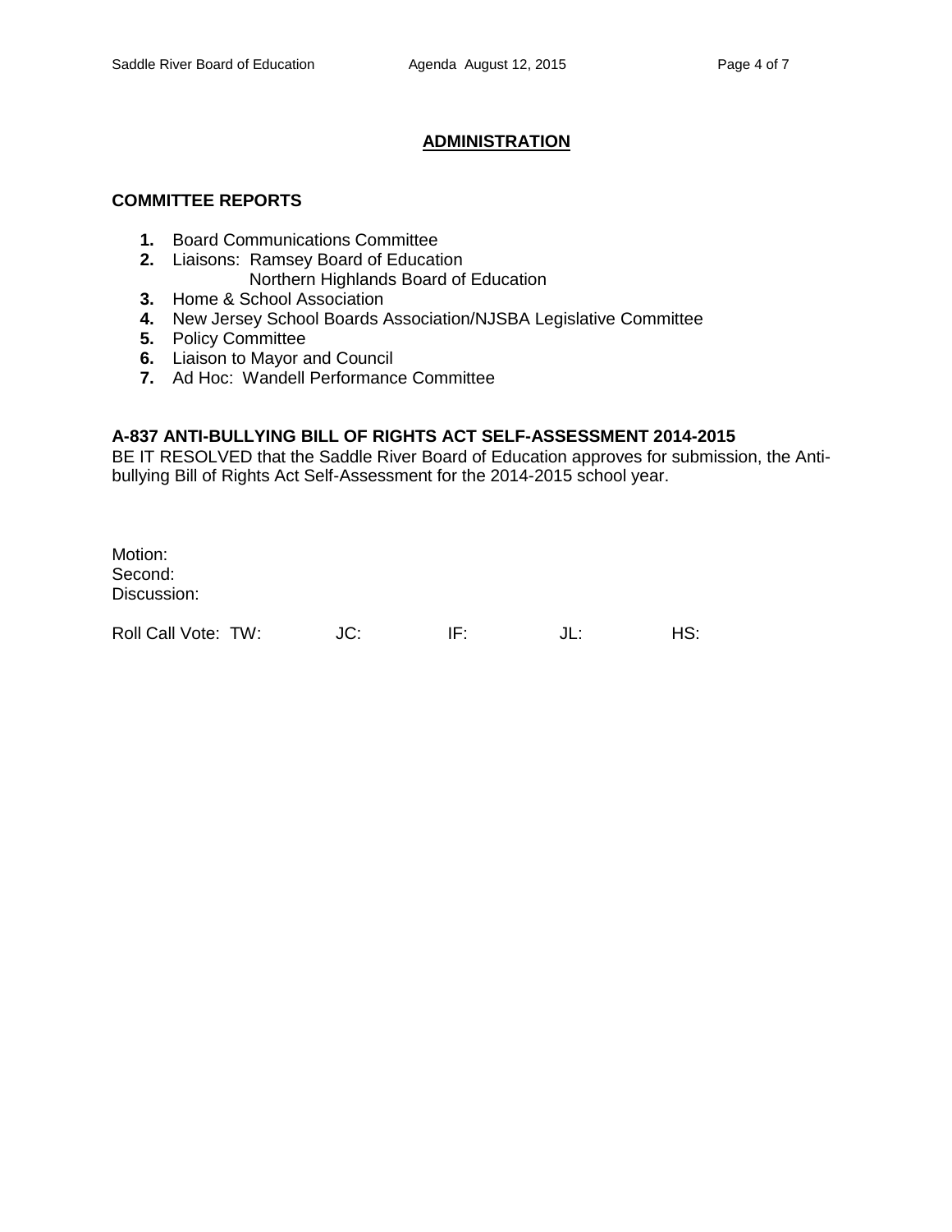## ADMINISTRATION

### COMMITTEE REPORTS

1. Board Communications Committee
2. Liaisons: Ramsey Board of Education
   Northern Highlands Board of Education
3. Home & School Association
4. New Jersey School Boards Association/NJSBA Legislative Committee
5. Policy Committee
6. Liaison to Mayor and Council
7. Ad Hoc: Wandell Performance Committee

### A-837 ANTI-BULLYING BILL OF RIGHTS ACT SELF-ASSESSMENT 2014-2015

BE IT RESOLVED that the Saddle River Board of Education approves for submission, the Anti-bullying Bill of Rights Act Self-Assessment for the 2014-2015 school year.

Motion:
Second:
Discussion:

Roll Call Vote: TW: JC: IF: JL: HS: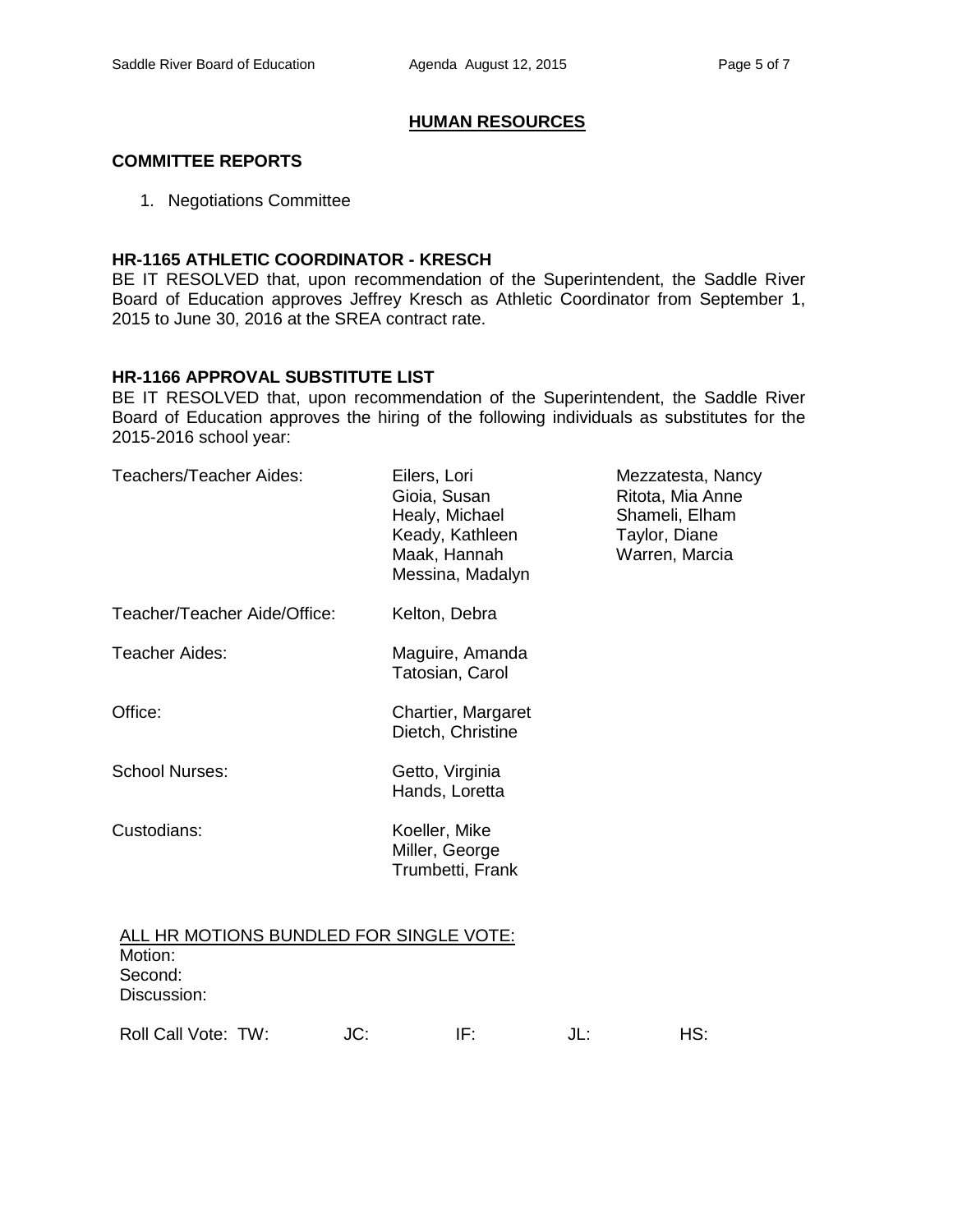## HUMAN RESOURCES

### COMMITTEE REPORTS

1. Negotiations Committee

### HR-1165 ATHLETIC COORDINATOR - KRESCH

BE IT RESOLVED that, upon recommendation of the Superintendent, the Saddle River Board of Education approves Jeffrey Kresch as Athletic Coordinator from September 1, 2015 to June 30, 2016 at the SREA contract rate.

### HR-1166 APPROVAL SUBSTITUTE LIST

BE IT RESOLVED that, upon recommendation of the Superintendent, the Saddle River Board of Education approves the hiring of the following individuals as substitutes for the 2015-2016 school year:

| | | |
|---|---|---|
| Teachers/Teacher Aides: | Eilers, Lori<br>Gioia, Susan<br>Healy, Michael<br>Keady, Kathleen<br>Maak, Hannah<br>Messina, Madalyn | Mezzatesta, Nancy<br>Ritota, Mia Anne<br>Shameli, Elham<br>Taylor, Diane<br>Warren, Marcia |
| Teacher/Teacher Aide/Office: | Kelton, Debra | |
| Teacher Aides: | Maguire, Amanda<br>Tatosian, Carol | |
| Office: | Chartier, Margaret<br>Dietch, Christine | |
| School Nurses: | Getto, Virginia<br>Hands, Loretta | |
| Custodians: | Koeller, Mike<br>Miller, George<br>Trumbetti, Frank | |

ALL HR MOTIONS BUNDLED FOR SINGLE VOTE:

Motion:

Second:

Discussion:

Roll Call Vote: TW: JC: IF: JL: HS: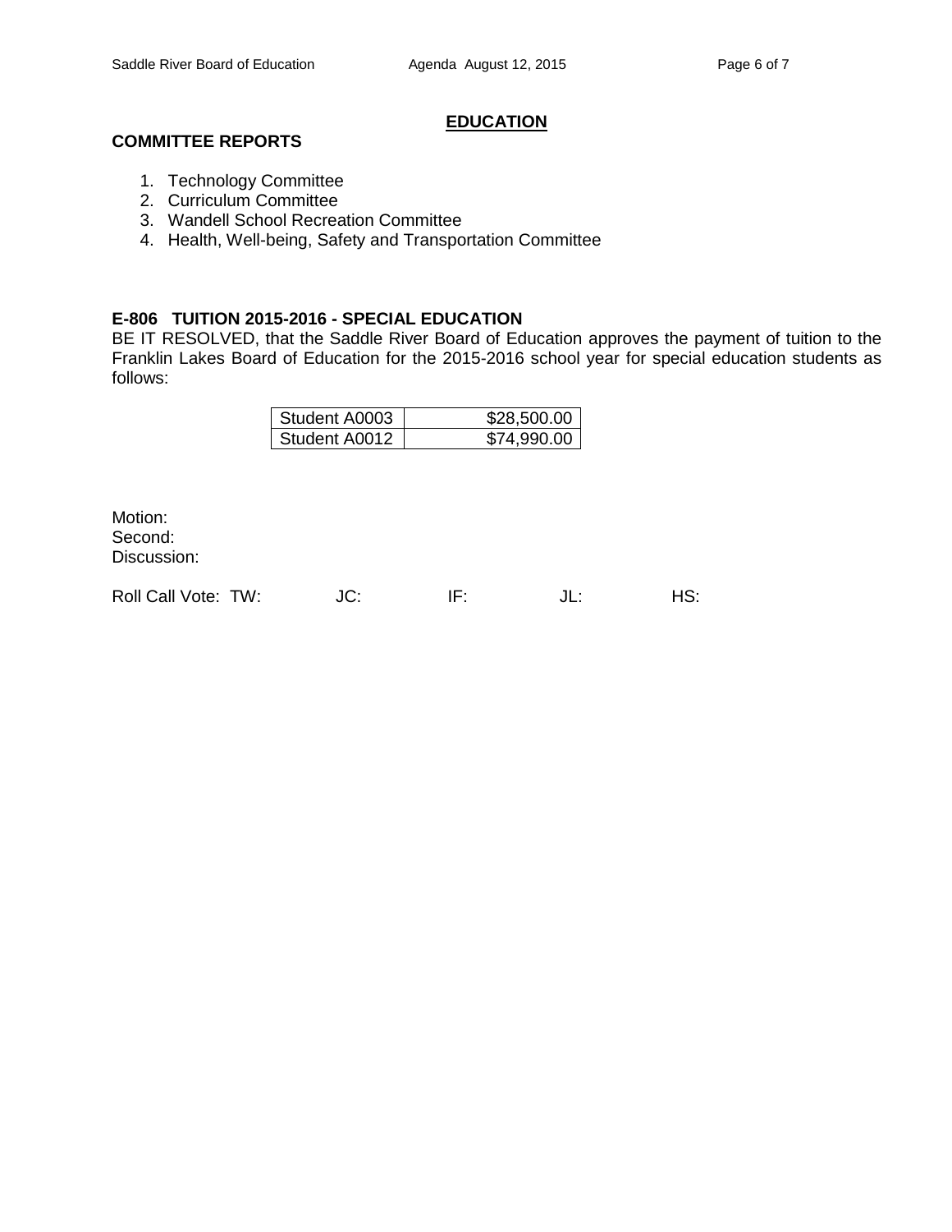## EDUCATION

**COMMITTEE REPORTS**

1. Technology Committee
2. Curriculum Committee
3. Wandell School Recreation Committee
4. Health, Well-being, Safety and Transportation Committee

**E-806 TUITION 2015-2016 - SPECIAL EDUCATION**

BE IT RESOLVED, that the Saddle River Board of Education approves the payment of tuition to the Franklin Lakes Board of Education for the 2015-2016 school year for special education students as follows:

| | |
|---|---|
| Student A0003 | $28,500.00 |
| Student A0012 | $74,990.00 |

Motion:
Second:
Discussion:

Roll Call Vote: TW: JC: IF: JL: HS: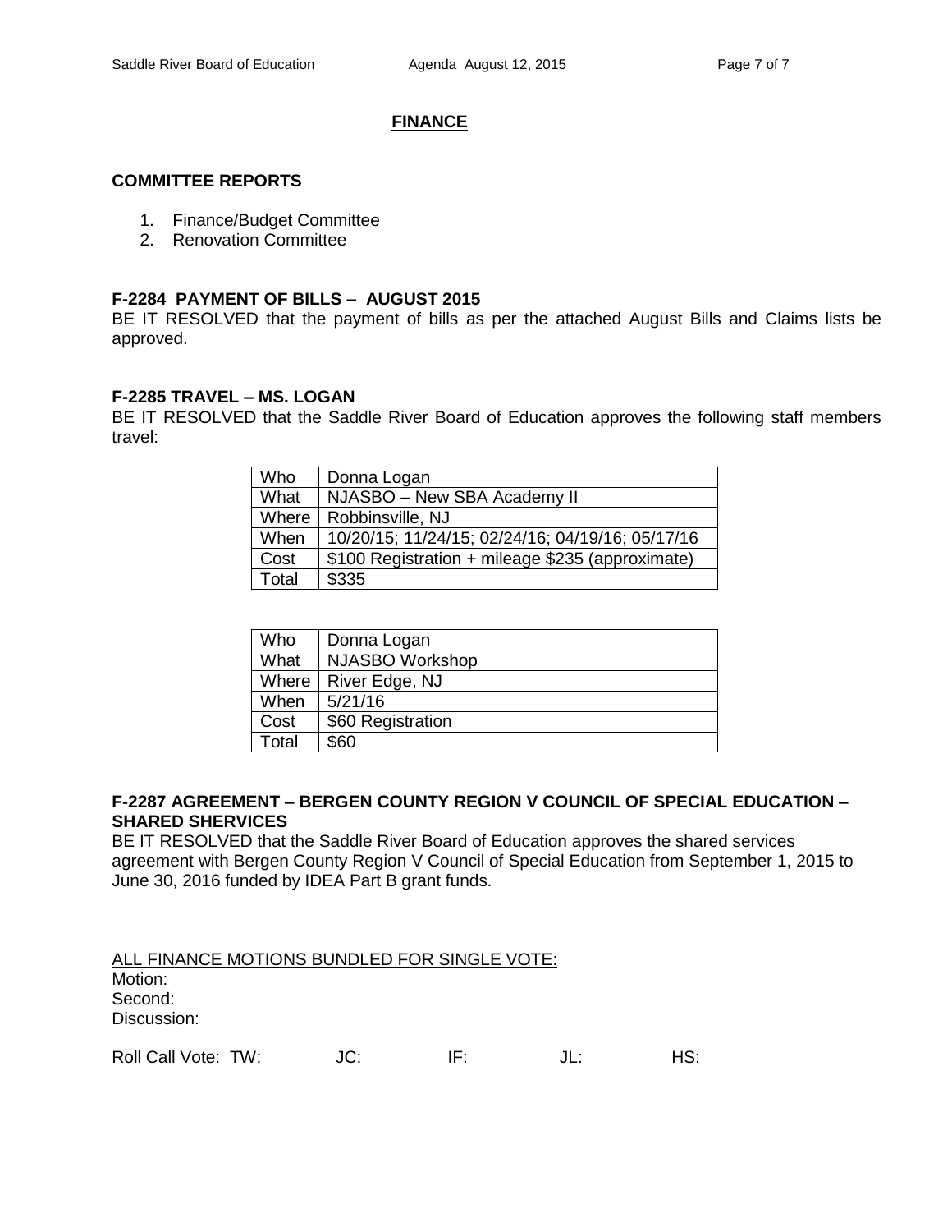## FINANCE

### COMMITTEE REPORTS

1. Finance/Budget Committee
2. Renovation Committee

**F-2284 PAYMENT OF BILLS – AUGUST 2015**
BE IT RESOLVED that the payment of bills as per the attached August Bills and Claims lists be approved.

**F-2285 TRAVEL – MS. LOGAN**
BE IT RESOLVED that the Saddle River Board of Education approves the following staff members travel:

| | |
|---|---|
| Who | Donna Logan |
| What | NJASBO – New SBA Academy II |
| Where | Robbinsville, NJ |
| When | 10/20/15; 11/24/15; 02/24/16; 04/19/16; 05/17/16 |
| Cost | $100 Registration + mileage $235 (approximate) |
| Total | $335 |

| | |
|---|---|
| Who | Donna Logan |
| What | NJASBO Workshop |
| Where | River Edge, NJ |
| When | 5/21/16 |
| Cost | $60 Registration |
| Total | $60 |

**F-2287 AGREEMENT – BERGEN COUNTY REGION V COUNCIL OF SPECIAL EDUCATION – SHARED SHERVICES**
BE IT RESOLVED that the Saddle River Board of Education approves the shared services agreement with Bergen County Region V Council of Special Education from September 1, 2015 to June 30, 2016 funded by IDEA Part B grant funds.

ALL FINANCE MOTIONS BUNDLED FOR SINGLE VOTE:
Motion:
Second:
Discussion:

Roll Call Vote: TW: JC: IF: JL: HS: